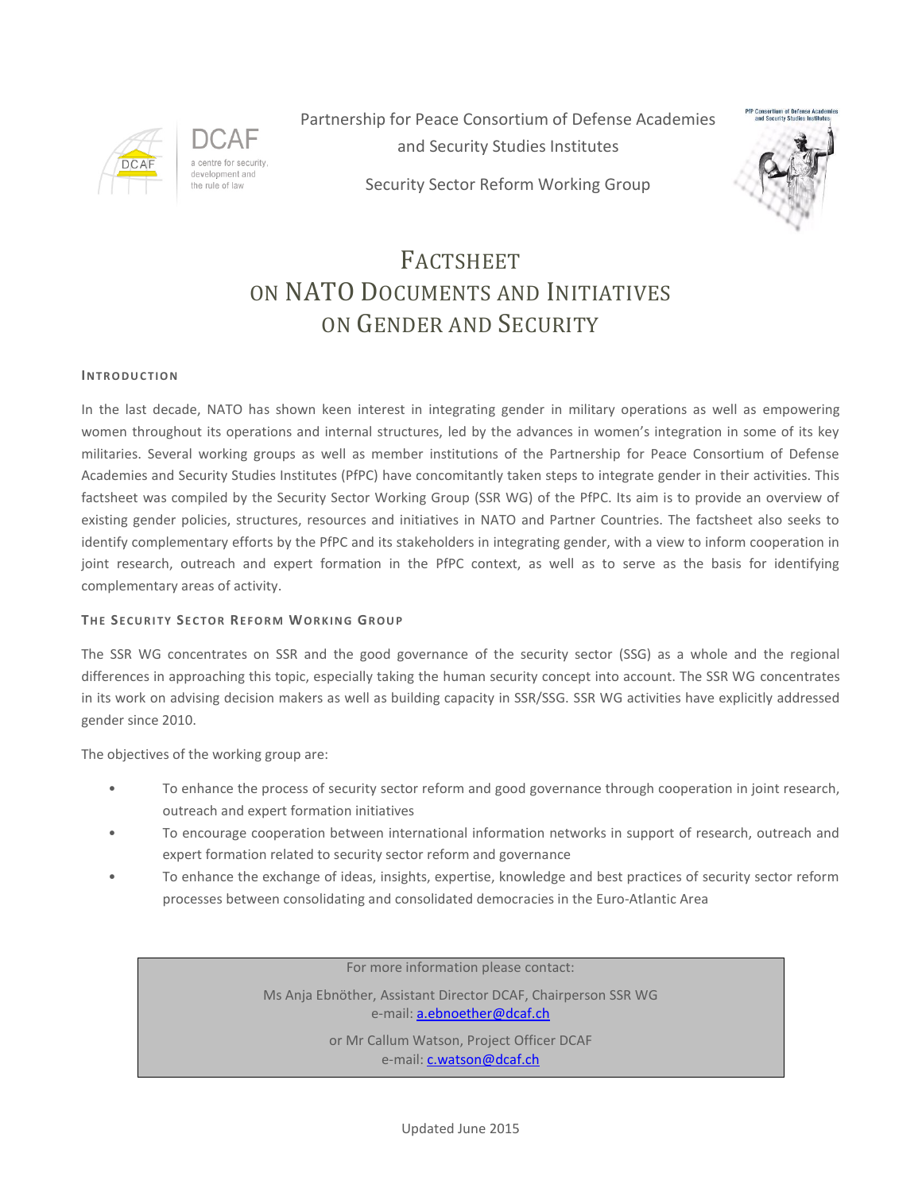DCAF a centre for security, development and the rule of law

Partnership for Peace Consortium of Defense Academies and Security Studies Institutes

Security Sector Reform Working Group

PfP Consortium of Defense Academies and Security Studies Institutes

# Factsheet on NATO Documents and Initiatives on Gender and Security

## Introduction

In the last decade, NATO has shown keen interest in integrating gender in military operations as well as empowering women throughout its operations and internal structures, led by the advances in women's integration in some of its key militaries. Several working groups as well as member institutions of the Partnership for Peace Consortium of Defense Academies and Security Studies Institutes (PfPC) have concomitantly taken steps to integrate gender in their activities. This factsheet was compiled by the Security Sector Working Group (SSR WG) of the PfPC. Its aim is to provide an overview of existing gender policies, structures, resources and initiatives in NATO and Partner Countries. The factsheet also seeks to identify complementary efforts by the PfPC and its stakeholders in integrating gender, with a view to inform cooperation in joint research, outreach and expert formation in the PfPC context, as well as to serve as the basis for identifying complementary areas of activity.

## The Security Sector Reform Working Group

The SSR WG concentrates on SSR and the good governance of the security sector (SSG) as a whole and the regional differences in approaching this topic, especially taking the human security concept into account. The SSR WG concentrates in its work on advising decision makers as well as building capacity in SSR/SSG. SSR WG activities have explicitly addressed gender since 2010.

The objectives of the working group are:

- To enhance the process of security sector reform and good governance through cooperation in joint research, outreach and expert formation initiatives
- To encourage cooperation between international information networks in support of research, outreach and expert formation related to security sector reform and governance
- To enhance the exchange of ideas, insights, expertise, knowledge and best practices of security sector reform processes between consolidating and consolidated democracies in the Euro-Atlantic Area

For more information please contact:

Ms Anja Ebnöther, Assistant Director DCAF, Chairperson SSR WG
e-mail: a.ebnoether@dcaf.ch

or Mr Callum Watson, Project Officer DCAF
e-mail: c.watson@dcaf.ch

Updated June 2015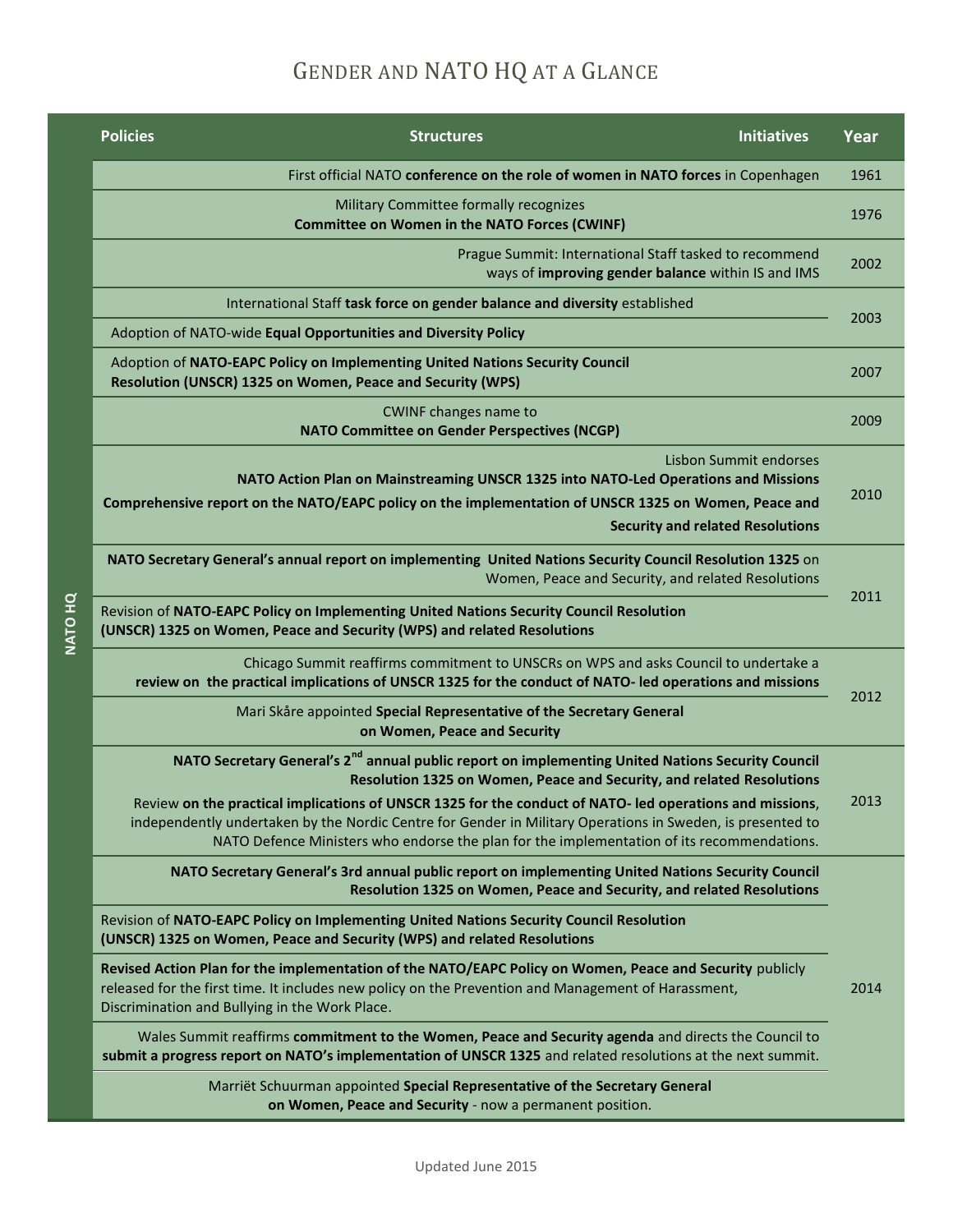# Gender and NATO HQ at a Glance

**NATO HQ**

| Policies / Structures / Initiatives | Year |
| --- | --- |
| First official NATO **conference on the role of women in NATO forces** in Copenhagen | 1961 |
| Military Committee formally recognizes **Committee on Women in the NATO Forces (CWINF)** | 1976 |
| Prague Summit: International Staff tasked to recommend ways of **improving gender balance** within IS and IMS | 2002 |
| International Staff **task force on gender balance and diversity** established | 2003 |
| Adoption of NATO-wide **Equal Opportunities and Diversity Policy** | 2003 |
| Adoption of **NATO-EAPC Policy on Implementing United Nations Security Council Resolution (UNSCR) 1325 on Women, Peace and Security (WPS)** | 2007 |
| CWINF changes name to **NATO Committee on Gender Perspectives (NCGP)** | 2009 |
| Lisbon Summit endorses **NATO Action Plan on Mainstreaming UNSCR 1325 into NATO-Led Operations and Missions** | 2010 |
| **Comprehensive report on the NATO/EAPC policy on the implementation of UNSCR 1325 on Women, Peace and Security and related Resolutions** | 2010 |
| **NATO Secretary General's annual report on implementing United Nations Security Council Resolution 1325** on Women, Peace and Security, and related Resolutions | 2011 |
| Revision of **NATO-EAPC Policy on Implementing United Nations Security Council Resolution (UNSCR) 1325 on Women, Peace and Security (WPS) and related Resolutions** | 2011 |
| Chicago Summit reaffirms commitment to UNSCRs on WPS and asks Council to undertake a **review on the practical implications of UNSCR 1325 for the conduct of NATO- led operations and missions** | 2012 |
| Mari Skåre appointed **Special Representative of the Secretary General on Women, Peace and Security** | 2012 |
| **NATO Secretary General's 2nd annual public report on implementing United Nations Security Council Resolution 1325 on Women, Peace and Security, and related Resolutions** | 2013 |
| Review **on the practical implications of UNSCR 1325 for the conduct of NATO- led operations and missions**, independently undertaken by the Nordic Centre for Gender in Military Operations in Sweden, is presented to NATO Defence Ministers who endorse the plan for the implementation of its recommendations. | 2013 |
| **NATO Secretary General's 3rd annual public report on implementing United Nations Security Council Resolution 1325 on Women, Peace and Security, and related Resolutions** | 2014 |
| Revision of **NATO-EAPC Policy on Implementing United Nations Security Council Resolution (UNSCR) 1325 on Women, Peace and Security (WPS) and related Resolutions** | 2014 |
| **Revised Action Plan for the implementation of the NATO/EAPC Policy on Women, Peace and Security** publicly released for the first time. It includes new policy on the Prevention and Management of Harassment, Discrimination and Bullying in the Work Place. | 2014 |
| Wales Summit reaffirms **commitment to the Women, Peace and Security agenda** and directs the Council to **submit a progress report on NATO's implementation of UNSCR 1325** and related resolutions at the next summit. | 2014 |
| Marriët Schuurman appointed **Special Representative of the Secretary General on Women, Peace and Security** - now a permanent position. | 2014 |

Updated June 2015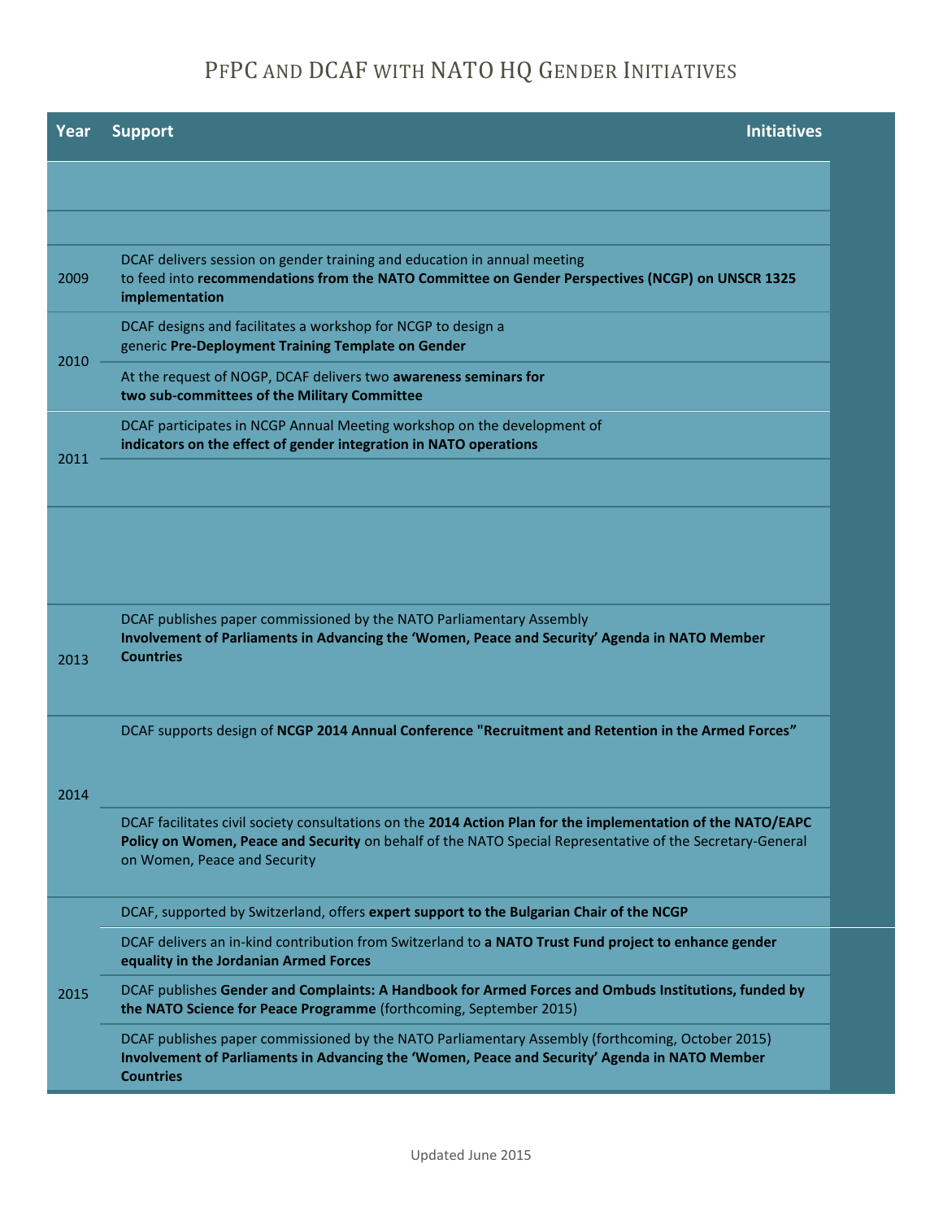# PfPC and DCAF with NATO HQ Gender Initiatives

| Year | Support | Initiatives |
|---|---|---|
| | | |
| | | |
| 2009 | DCAF delivers session on gender training and education in annual meeting to feed into **recommendations from the NATO Committee on Gender Perspectives (NCGP) on UNSCR 1325 implementation** | |
| 2010 | DCAF designs and facilitates a workshop for NCGP to design a generic **Pre-Deployment Training Template on Gender** | |
| | At the request of NOGP, DCAF delivers two **awareness seminars for two sub-committees of the Military Committee** | |
| 2011 | DCAF participates in NCGP Annual Meeting workshop on the development of **indicators on the effect of gender integration in NATO operations** | |
| | | |
| | | |
| 2013 | DCAF publishes paper commissioned by the NATO Parliamentary Assembly **Involvement of Parliaments in Advancing the 'Women, Peace and Security' Agenda in NATO Member Countries** | |
| 2014 | DCAF supports design of **NCGP 2014 Annual Conference "Recruitment and Retention in the Armed Forces"** | |
| | DCAF facilitates civil society consultations on the **2014 Action Plan for the implementation of the NATO/EAPC Policy on Women, Peace and Security** on behalf of the NATO Special Representative of the Secretary-General on Women, Peace and Security | |
| 2015 | DCAF, supported by Switzerland, offers **expert support to the Bulgarian Chair of the NCGP** | |
| | DCAF delivers an in-kind contribution from Switzerland to **a NATO Trust Fund project to enhance gender equality in the Jordanian Armed Forces** | |
| | DCAF publishes **Gender and Complaints: A Handbook for Armed Forces and Ombuds Institutions, funded by the NATO Science for Peace Programme** (forthcoming, September 2015) | |
| | DCAF publishes paper commissioned by the NATO Parliamentary Assembly (forthcoming, October 2015) **Involvement of Parliaments in Advancing the 'Women, Peace and Security' Agenda in NATO Member Countries** | |

Updated June 2015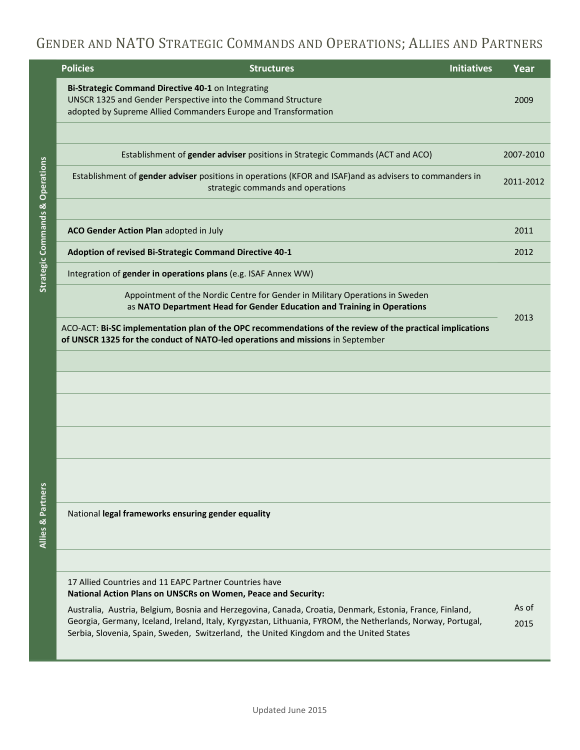# Gender and NATO Strategic Commands and Operations; Allies and Partners

| Section | Policies / Structures / Initiatives | Year |
|---|---|---|
| Strategic Commands & Operations | **Bi-Strategic Command Directive 40-1** on Integrating UNSCR 1325 and Gender Perspective into the Command Structure adopted by Supreme Allied Commanders Europe and Transformation | 2009 |
| | | |
| | Establishment of **gender adviser** positions in Strategic Commands (ACT and ACO) | 2007-2010 |
| | Establishment of **gender adviser** positions in operations (KFOR and ISAF)and as advisers to commanders in strategic commands and operations | 2011-2012 |
| | | |
| | **ACO Gender Action Plan** adopted in July | 2011 |
| | **Adoption of revised Bi-Strategic Command Directive 40-1** | 2012 |
| | Integration of **gender in operations plans** (e.g. ISAF Annex WW) | |
| | Appointment of the Nordic Centre for Gender in Military Operations in Sweden as **NATO Department Head for Gender Education and Training in Operations** | 2013 |
| | ACO-ACT: **Bi-SC implementation plan of the OPC recommendations of the review of the practical implications of UNSCR 1325 for the conduct of NATO-led operations and missions** in September | 2013 |
| | | |
| Allies & Partners | | |
| | | |
| | | |
| | | |
| | National **legal frameworks ensuring gender equality** | |
| | | |
| | 17 Allied Countries and 11 EAPC Partner Countries have **National Action Plans on UNSCRs on Women, Peace and Security:** Australia, Austria, Belgium, Bosnia and Herzegovina, Canada, Croatia, Denmark, Estonia, France, Finland, Georgia, Germany, Iceland, Ireland, Italy, Kyrgyzstan, Lithuania, FYROM, the Netherlands, Norway, Portugal, Serbia, Slovenia, Spain, Sweden, Switzerland, the United Kingdom and the United States | As of 2015 |

Updated June 2015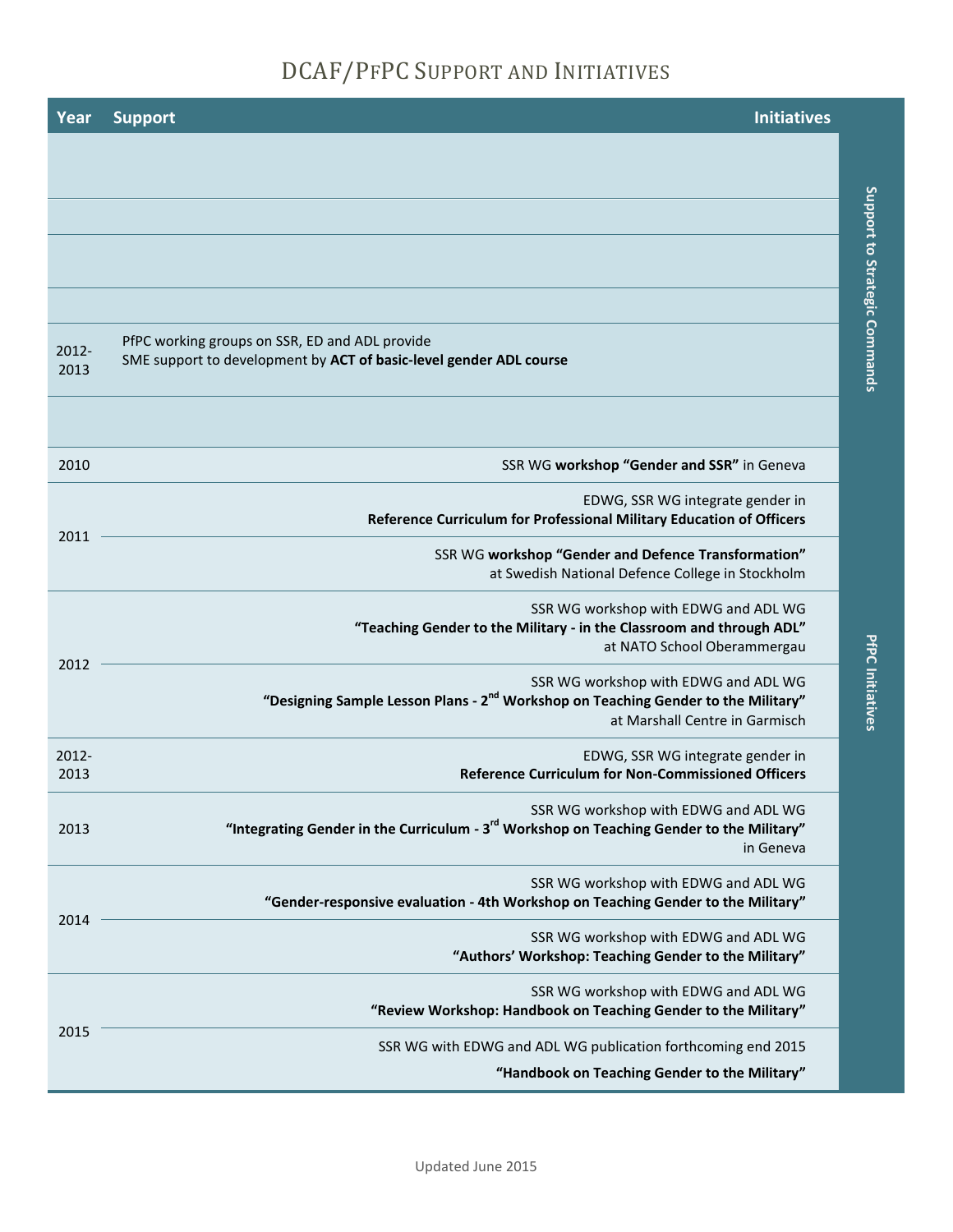# DCAF/PfPC Support and Initiatives

| Year | Support | Initiatives | |
|---|---|---|---|
| | | | Support to Strategic Commands |
| | | | |
| | | | |
| | | | |
| 2012-2013 | PfPC working groups on SSR, ED and ADL provide SME support to development by **ACT of basic-level gender ADL course** | | |
| | | | |
| 2010 | | SSR WG **workshop "Gender and SSR"** in Geneva | PfPC Initiatives |
| 2011 | | EDWG, SSR WG integrate gender in **Reference Curriculum for Professional Military Education of Officers** | |
| 2011 | | SSR WG **workshop "Gender and Defence Transformation"** at Swedish National Defence College in Stockholm | |
| 2012 | | SSR WG workshop with EDWG and ADL WG **"Teaching Gender to the Military - in the Classroom and through ADL"** at NATO School Oberammergau | |
| 2012 | | SSR WG workshop with EDWG and ADL WG **"Designing Sample Lesson Plans - 2nd Workshop on Teaching Gender to the Military"** at Marshall Centre in Garmisch | |
| 2012-2013 | | EDWG, SSR WG integrate gender in **Reference Curriculum for Non-Commissioned Officers** | |
| 2013 | | SSR WG workshop with EDWG and ADL WG **"Integrating Gender in the Curriculum - 3rd Workshop on Teaching Gender to the Military"** in Geneva | |
| 2014 | | SSR WG workshop with EDWG and ADL WG **"Gender-responsive evaluation - 4th Workshop on Teaching Gender to the Military"** | |
| 2014 | | SSR WG workshop with EDWG and ADL WG **"Authors' Workshop: Teaching Gender to the Military"** | |
| 2015 | | SSR WG workshop with EDWG and ADL WG **"Review Workshop: Handbook on Teaching Gender to the Military"** | |
| 2015 | | SSR WG with EDWG and ADL WG publication forthcoming end 2015 **"Handbook on Teaching Gender to the Military"** | |

Updated June 2015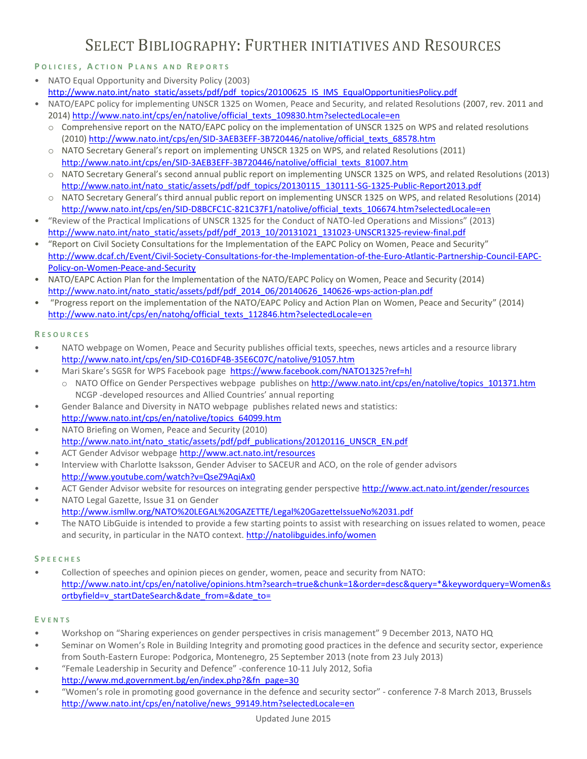# SELECT BIBLIOGRAPHY: FURTHER INITIATIVES AND RESOURCES

## POLICIES, ACTION PLANS AND REPORTS

- NATO Equal Opportunity and Diversity Policy (2003) http://www.nato.int/nato_static/assets/pdf/pdf_topics/20100625_IS_IMS_EqualOpportunitiesPolicy.pdf
- NATO/EAPC policy for implementing UNSCR 1325 on Women, Peace and Security, and related Resolutions (2007, rev. 2011 and 2014) http://www.nato.int/cps/en/natolive/official_texts_109830.htm?selectedLocale=en
  - Comprehensive report on the NATO/EAPC policy on the implementation of UNSCR 1325 on WPS and related resolutions (2010) http://www.nato.int/cps/en/SID-3AEB3EFF-3B720446/natolive/official_texts_68578.htm
  - NATO Secretary General's report on implementing UNSCR 1325 on WPS, and related Resolutions (2011) http://www.nato.int/cps/en/SID-3AEB3EFF-3B720446/natolive/official_texts_81007.htm
  - NATO Secretary General's second annual public report on implementing UNSCR 1325 on WPS, and related Resolutions (2013) http://www.nato.int/nato_static/assets/pdf/pdf_topics/20130115_130111-SG-1325-Public-Report2013.pdf
  - NATO Secretary General's third annual public report on implementing UNSCR 1325 on WPS, and related Resolutions (2014) http://www.nato.int/cps/en/SID-D8BCFC1C-821C37F1/natolive/official_texts_106674.htm?selectedLocale=en
- "Review of the Practical Implications of UNSCR 1325 for the Conduct of NATO-led Operations and Missions" (2013) http://www.nato.int/nato_static/assets/pdf/pdf_2013_10/20131021_131023-UNSCR1325-review-final.pdf
- "Report on Civil Society Consultations for the Implementation of the EAPC Policy on Women, Peace and Security" http://www.dcaf.ch/Event/Civil-Society-Consultations-for-the-Implementation-of-the-Euro-Atlantic-Partnership-Council-EAPC-Policy-on-Women-Peace-and-Security
- NATO/EAPC Action Plan for the Implementation of the NATO/EAPC Policy on Women, Peace and Security (2014) http://www.nato.int/nato_static/assets/pdf/pdf_2014_06/20140626_140626-wps-action-plan.pdf
- "Progress report on the implementation of the NATO/EAPC Policy and Action Plan on Women, Peace and Security" (2014) http://www.nato.int/cps/en/natohq/official_texts_112846.htm?selectedLocale=en

## RESOURCES

- NATO webpage on Women, Peace and Security publishes official texts, speeches, news articles and a resource library http://www.nato.int/cps/en/SID-C016DF4B-35E6C07C/natolive/91057.htm
- Mari Skare's SGSR for WPS Facebook page https://www.facebook.com/NATO1325?ref=hl
  - NATO Office on Gender Perspectives webpage publishes on http://www.nato.int/cps/en/natolive/topics_101371.htm NCGP -developed resources and Allied Countries' annual reporting
- Gender Balance and Diversity in NATO webpage publishes related news and statistics: http://www.nato.int/cps/en/natolive/topics_64099.htm
- NATO Briefing on Women, Peace and Security (2010) http://www.nato.int/nato_static/assets/pdf/pdf_publications/20120116_UNSCR_EN.pdf
- ACT Gender Advisor webpage http://www.act.nato.int/resources
- Interview with Charlotte Isaksson, Gender Adviser to SACEUR and ACO, on the role of gender advisors http://www.youtube.com/watch?v=QseZ9AqiAx0
- ACT Gender Advisor website for resources on integrating gender perspective http://www.act.nato.int/gender/resources
- NATO Legal Gazette, Issue 31 on Gender http://www.ismllw.org/NATO%20LEGAL%20GAZETTE/Legal%20GazetteIssueNo%2031.pdf
- The NATO LibGuide is intended to provide a few starting points to assist with researching on issues related to women, peace and security, in particular in the NATO context. http://natolibguides.info/women

## SPEECHES

- Collection of speeches and opinion pieces on gender, women, peace and security from NATO: http://www.nato.int/cps/en/natolive/opinions.htm?search=true&chunk=1&order=desc&query=*&keywordquery=Women&sortbyfield=v_startDateSearch&date_from=&date_to=

## EVENTS

- Workshop on "Sharing experiences on gender perspectives in crisis management" 9 December 2013, NATO HQ
- Seminar on Women's Role in Building Integrity and promoting good practices in the defence and security sector, experience from South-Eastern Europe: Podgorica, Montenegro, 25 September 2013 (note from 23 July 2013)
- "Female Leadership in Security and Defence" -conference 10-11 July 2012, Sofia http://www.md.government.bg/en/index.php?&fn_page=30
- "Women's role in promoting good governance in the defence and security sector" - conference 7-8 March 2013, Brussels http://www.nato.int/cps/en/natolive/news_99149.htm?selectedLocale=en

Updated June 2015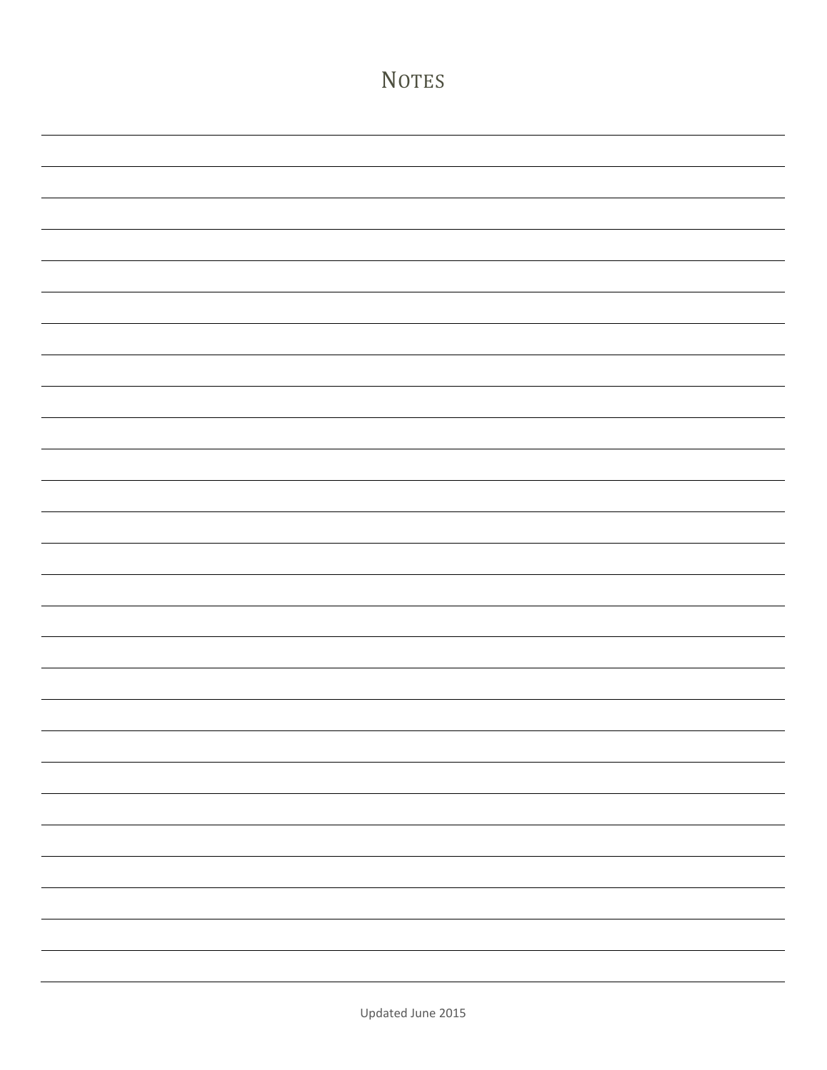# Notes

Updated June 2015